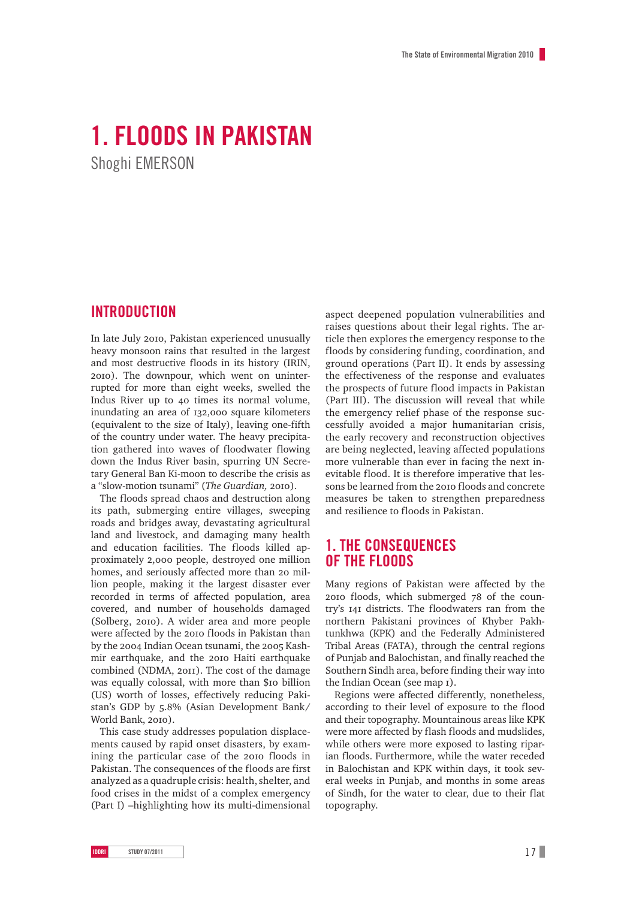# 1. FLOODS IN PAKISTAN

Shoghi EMERSON

## INTRODUCTION

In late July 2010, Pakistan experienced unusually heavy monsoon rains that resulted in the largest and most destructive floods in its history (IRIN, 2010). The downpour, which went on uninterrupted for more than eight weeks, swelled the Indus River up to 40 times its normal volume, inundating an area of 132,000 square kilometers (equivalent to the size of Italy), leaving one-fifth of the country under water. The heavy precipitation gathered into waves of floodwater flowing down the Indus River basin, spurring UN Secretary General Ban Ki-moon to describe the crisis as a "slow-motion tsunami" (*The Guardian,* 2010).

The floods spread chaos and destruction along its path, submerging entire villages, sweeping roads and bridges away, devastating agricultural land and livestock, and damaging many health and education facilities. The floods killed approximately 2,000 people, destroyed one million homes, and seriously affected more than 20 million people, making it the largest disaster ever recorded in terms of affected population, area covered, and number of households damaged (Solberg, 2010). A wider area and more people were affected by the 2010 floods in Pakistan than by the 2004 Indian Ocean tsunami, the 2005 Kashmir earthquake, and the 2010 Haiti earthquake combined (NDMA, 2011). The cost of the damage was equally colossal, with more than $10 billion (US) worth of losses, effectively reducing Pakistan's GDP by 5.8% (Asian Development Bank/World Bank, 2010).

This case study addresses population displacements caused by rapid onset disasters, by examining the particular case of the 2010 floods in Pakistan. The consequences of the floods are first analyzed as a quadruple crisis: health, shelter, and food crises in the midst of a complex emergency (Part I) –highlighting how its multi-dimensional aspect deepened population vulnerabilities and raises questions about their legal rights. The article then explores the emergency response to the floods by considering funding, coordination, and ground operations (Part II). It ends by assessing the effectiveness of the response and evaluates the prospects of future flood impacts in Pakistan (Part III). The discussion will reveal that while the emergency relief phase of the response successfully avoided a major humanitarian crisis, the early recovery and reconstruction objectives are being neglected, leaving affected populations more vulnerable than ever in facing the next inevitable flood. It is therefore imperative that lessons be learned from the 2010 floods and concrete measures be taken to strengthen preparedness and resilience to floods in Pakistan.

## 1. THE CONSEQUENCES OF THE FLOODS

Many regions of Pakistan were affected by the 2010 floods, which submerged 78 of the country's 141 districts. The floodwaters ran from the northern Pakistani provinces of Khyber Pakhtunkhwa (KPK) and the Federally Administered Tribal Areas (FATA), through the central regions of Punjab and Balochistan, and finally reached the Southern Sindh area, before finding their way into the Indian Ocean (see map 1).

Regions were affected differently, nonetheless, according to their level of exposure to the flood and their topography. Mountainous areas like KPK were more affected by flash floods and mudslides, while others were more exposed to lasting riparian floods. Furthermore, while the water receded in Balochistan and KPK within days, it took several weeks in Punjab, and months in some areas of Sindh, for the water to clear, due to their flat topography.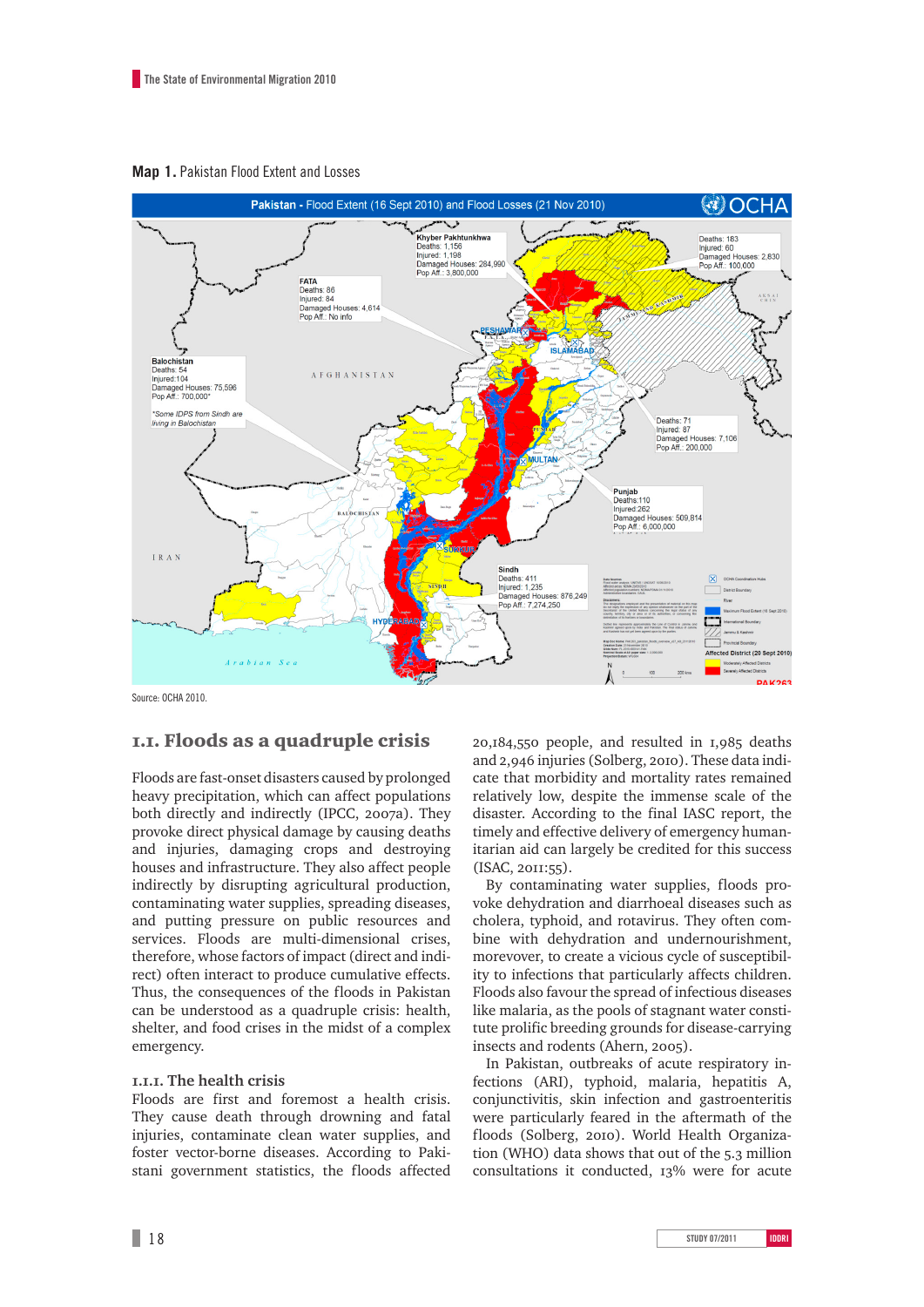**Map 1.** Pakistan Flood Extent and Losses

Source: OCHA 2010.

## 1.1. Floods as a quadruple crisis

Floods are fast-onset disasters caused by prolonged heavy precipitation, which can affect populations both directly and indirectly (IPCC, 2007a). They provoke direct physical damage by causing deaths and injuries, damaging crops and destroying houses and infrastructure. They also affect people indirectly by disrupting agricultural production, contaminating water supplies, spreading diseases, and putting pressure on public resources and services. Floods are multi-dimensional crises, therefore, whose factors of impact (direct and indirect) often interact to produce cumulative effects. Thus, the consequences of the floods in Pakistan can be understood as a quadruple crisis: health, shelter, and food crises in the midst of a complex emergency.

### 1.1.1. The health crisis

Floods are first and foremost a health crisis. They cause death through drowning and fatal injuries, contaminate clean water supplies, and foster vector-borne diseases. According to Pakistani government statistics, the floods affected 20,184,550 people, and resulted in 1,985 deaths and 2,946 injuries (Solberg, 2010). These data indicate that morbidity and mortality rates remained relatively low, despite the immense scale of the disaster. According to the final IASC report, the timely and effective delivery of emergency humanitarian aid can largely be credited for this success (ISAC, 2011:55).

By contaminating water supplies, floods provoke dehydration and diarrhoeal diseases such as cholera, typhoid, and rotavirus. They often combine with dehydration and undernourishment, morevover, to create a vicious cycle of susceptibility to infections that particularly affects children. Floods also favour the spread of infectious diseases like malaria, as the pools of stagnant water constitute prolific breeding grounds for disease-carrying insects and rodents (Ahern, 2005).

In Pakistan, outbreaks of acute respiratory infections (ARI), typhoid, malaria, hepatitis A, conjunctivitis, skin infection and gastroenteritis were particularly feared in the aftermath of the floods (Solberg, 2010). World Health Organization (WHO) data shows that out of the 5.3 million consultations it conducted, 13% were for acute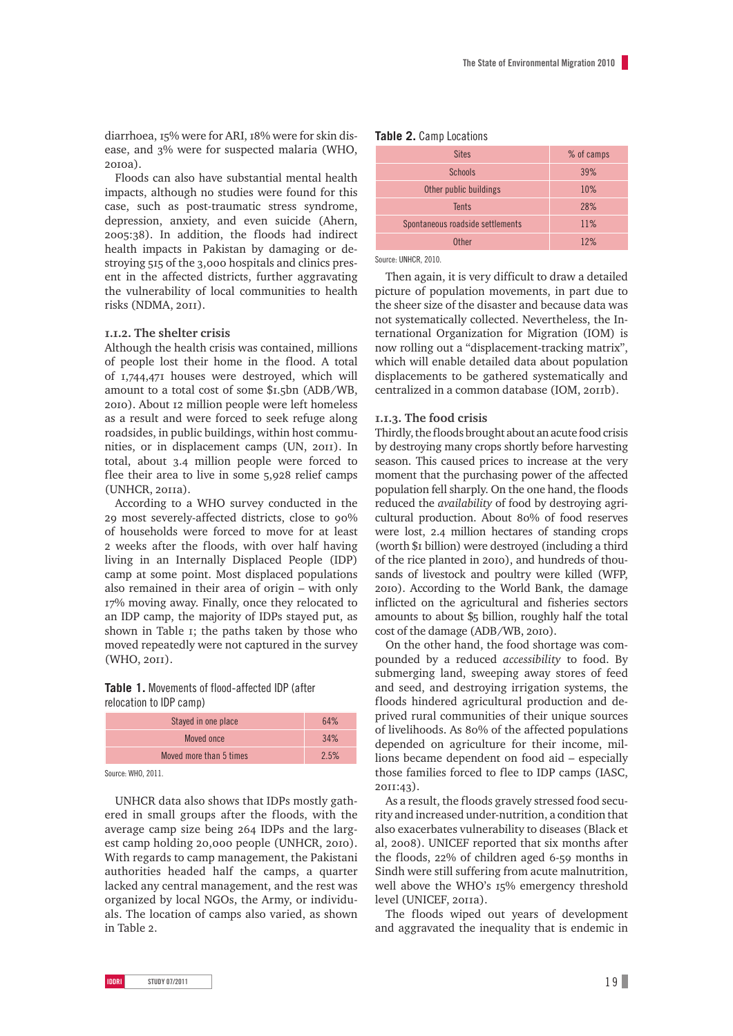diarrhoea, 15% were for ARI, 18% were for skin disease, and 3% were for suspected malaria (WHO, 2010a).

Floods can also have substantial mental health impacts, although no studies were found for this case, such as post-traumatic stress syndrome, depression, anxiety, and even suicide (Ahern, 2005:38). In addition, the floods had indirect health impacts in Pakistan by damaging or destroying 515 of the 3,000 hospitals and clinics present in the affected districts, further aggravating the vulnerability of local communities to health risks (NDMA, 2011).

### 1.1.2. The shelter crisis

Although the health crisis was contained, millions of people lost their home in the flood. A total of 1,744,471 houses were destroyed, which will amount to a total cost of some $1.5bn (ADB/WB, 2010). About 12 million people were left homeless as a result and were forced to seek refuge along roadsides, in public buildings, within host communities, or in displacement camps (UN, 2011). In total, about 3.4 million people were forced to flee their area to live in some 5,928 relief camps (UNHCR, 2011a).

According to a WHO survey conducted in the 29 most severely-affected districts, close to 90% of households were forced to move for at least 2 weeks after the floods, with over half having living in an Internally Displaced People (IDP) camp at some point. Most displaced populations also remained in their area of origin – with only 17% moving away. Finally, once they relocated to an IDP camp, the majority of IDPs stayed put, as shown in Table 1; the paths taken by those who moved repeatedly were not captured in the survey (WHO, 2011).

**Table 1.** Movements of flood-affected IDP (after relocation to IDP camp)

| Movement | % |
|---|---|
| Stayed in one place | 64% |
| Moved once | 34% |
| Moved more than 5 times | 2.5% |

Source: WHO, 2011.

UNHCR data also shows that IDPs mostly gathered in small groups after the floods, with the average camp size being 264 IDPs and the largest camp holding 20,000 people (UNHCR, 2010). With regards to camp management, the Pakistani authorities headed half the camps, a quarter lacked any central management, and the rest was organized by local NGOs, the Army, or individuals. The location of camps also varied, as shown in Table 2.

**Table 2.** Camp Locations

| Sites | % of camps |
|---|---|
| Schools | 39% |
| Other public buildings | 10% |
| Tents | 28% |
| Spontaneous roadside settlements | 11% |
| Other | 12% |

Source: UNHCR, 2010.

Then again, it is very difficult to draw a detailed picture of population movements, in part due to the sheer size of the disaster and because data was not systematically collected. Nevertheless, the International Organization for Migration (IOM) is now rolling out a "displacement-tracking matrix", which will enable detailed data about population displacements to be gathered systematically and centralized in a common database (IOM, 2011b).

### 1.1.3. The food crisis

Thirdly, the floods brought about an acute food crisis by destroying many crops shortly before harvesting season. This caused prices to increase at the very moment that the purchasing power of the affected population fell sharply. On the one hand, the floods reduced the *availability* of food by destroying agricultural production. About 80% of food reserves were lost, 2.4 million hectares of standing crops (worth $1 billion) were destroyed (including a third of the rice planted in 2010), and hundreds of thousands of livestock and poultry were killed (WFP, 2010). According to the World Bank, the damage inflicted on the agricultural and fisheries sectors amounts to about $5 billion, roughly half the total cost of the damage (ADB/WB, 2010).

On the other hand, the food shortage was compounded by a reduced *accessibility* to food. By submerging land, sweeping away stores of feed and seed, and destroying irrigation systems, the floods hindered agricultural production and deprived rural communities of their unique sources of livelihoods. As 80% of the affected populations depended on agriculture for their income, millions became dependent on food aid – especially those families forced to flee to IDP camps (IASC, 2011:43).

As a result, the floods gravely stressed food security and increased under-nutrition, a condition that also exacerbates vulnerability to diseases (Black et al, 2008). UNICEF reported that six months after the floods, 22% of children aged 6-59 months in Sindh were still suffering from acute malnutrition, well above the WHO's 15% emergency threshold level (UNICEF, 2011a).

The floods wiped out years of development and aggravated the inequality that is endemic in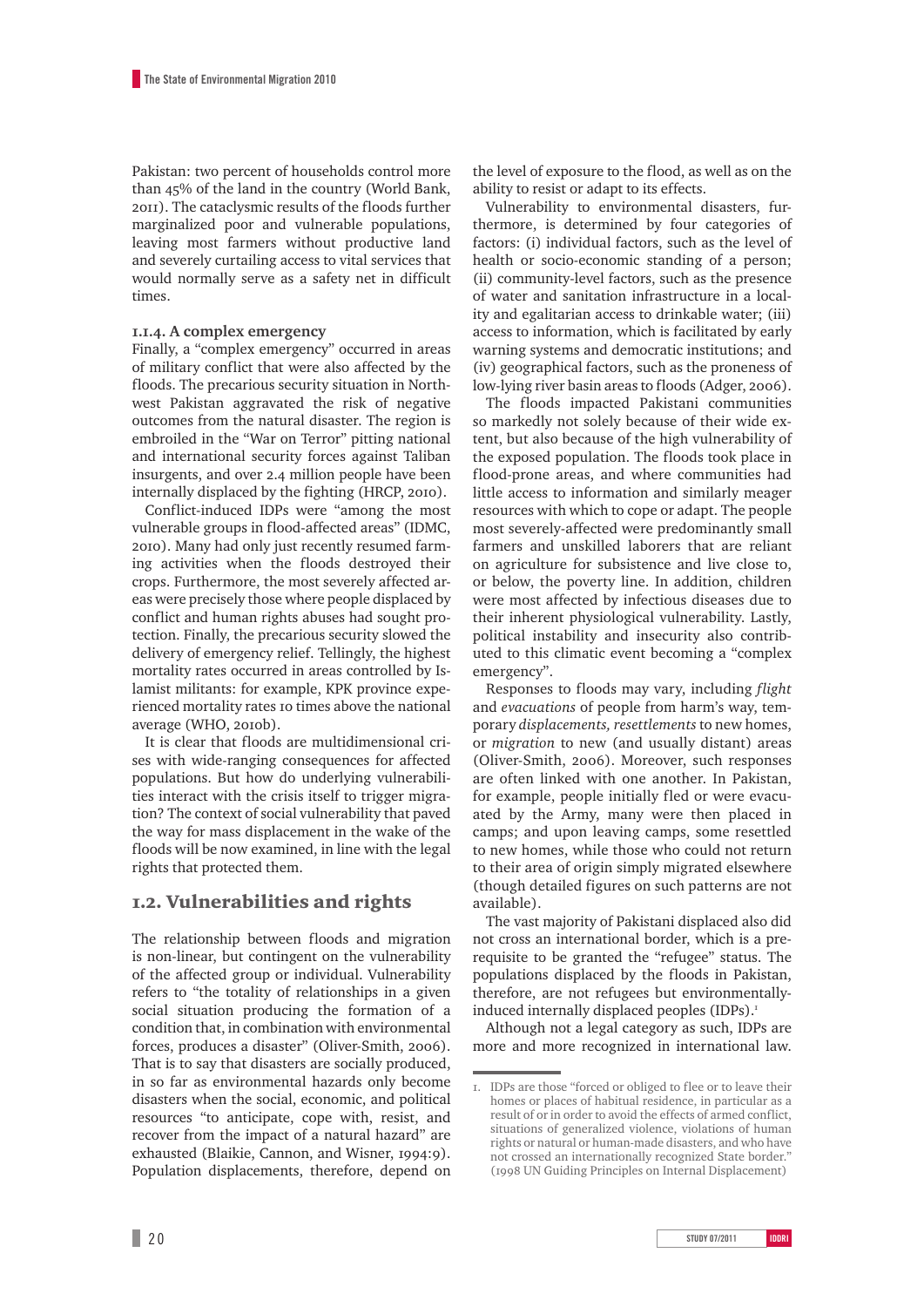Pakistan: two percent of households control more than 45% of the land in the country (World Bank, 2011). The cataclysmic results of the floods further marginalized poor and vulnerable populations, leaving most farmers without productive land and severely curtailing access to vital services that would normally serve as a safety net in difficult times.

### 1.1.4. A complex emergency

Finally, a "complex emergency" occurred in areas of military conflict that were also affected by the floods. The precarious security situation in Northwest Pakistan aggravated the risk of negative outcomes from the natural disaster. The region is embroiled in the "War on Terror" pitting national and international security forces against Taliban insurgents, and over 2.4 million people have been internally displaced by the fighting (HRCP, 2010).

Conflict-induced IDPs were "among the most vulnerable groups in flood-affected areas" (IDMC, 2010). Many had only just recently resumed farming activities when the floods destroyed their crops. Furthermore, the most severely affected areas were precisely those where people displaced by conflict and human rights abuses had sought protection. Finally, the precarious security slowed the delivery of emergency relief. Tellingly, the highest mortality rates occurred in areas controlled by Islamist militants: for example, KPK province experienced mortality rates 10 times above the national average (WHO, 2010b).

It is clear that floods are multidimensional crises with wide-ranging consequences for affected populations. But how do underlying vulnerabilities interact with the crisis itself to trigger migration? The context of social vulnerability that paved the way for mass displacement in the wake of the floods will be now examined, in line with the legal rights that protected them.

## 1.2. Vulnerabilities and rights

The relationship between floods and migration is non-linear, but contingent on the vulnerability of the affected group or individual. Vulnerability refers to "the totality of relationships in a given social situation producing the formation of a condition that, in combination with environmental forces, produces a disaster" (Oliver-Smith, 2006). That is to say that disasters are socially produced, in so far as environmental hazards only become disasters when the social, economic, and political resources "to anticipate, cope with, resist, and recover from the impact of a natural hazard" are exhausted (Blaikie, Cannon, and Wisner, 1994:9). Population displacements, therefore, depend on the level of exposure to the flood, as well as on the ability to resist or adapt to its effects.

Vulnerability to environmental disasters, furthermore, is determined by four categories of factors: (i) individual factors, such as the level of health or socio-economic standing of a person; (ii) community-level factors, such as the presence of water and sanitation infrastructure in a locality and egalitarian access to drinkable water; (iii) access to information, which is facilitated by early warning systems and democratic institutions; and (iv) geographical factors, such as the proneness of low-lying river basin areas to floods (Adger, 2006).

The floods impacted Pakistani communities so markedly not solely because of their wide extent, but also because of the high vulnerability of the exposed population. The floods took place in flood-prone areas, and where communities had little access to information and similarly meager resources with which to cope or adapt. The people most severely-affected were predominantly small farmers and unskilled laborers that are reliant on agriculture for subsistence and live close to, or below, the poverty line. In addition, children were most affected by infectious diseases due to their inherent physiological vulnerability. Lastly, political instability and insecurity also contributed to this climatic event becoming a "complex emergency".

Responses to floods may vary, including *flight* and *evacuations* of people from harm's way, temporary *displacements, resettlements* to new homes, or *migration* to new (and usually distant) areas (Oliver-Smith, 2006). Moreover, such responses are often linked with one another. In Pakistan, for example, people initially fled or were evacuated by the Army, many were then placed in camps; and upon leaving camps, some resettled to new homes, while those who could not return to their area of origin simply migrated elsewhere (though detailed figures on such patterns are not available).

The vast majority of Pakistani displaced also did not cross an international border, which is a prerequisite to be granted the "refugee" status. The populations displaced by the floods in Pakistan, therefore, are not refugees but environmentally-induced internally displaced peoples (IDPs).[1]

Although not a legal category as such, IDPs are more and more recognized in international law.

---

1. IDPs are those "forced or obliged to flee or to leave their homes or places of habitual residence, in particular as a result of or in order to avoid the effects of armed conflict, situations of generalized violence, violations of human rights or natural or human-made disasters, and who have not crossed an internationally recognized State border." (1998 UN Guiding Principles on Internal Displacement)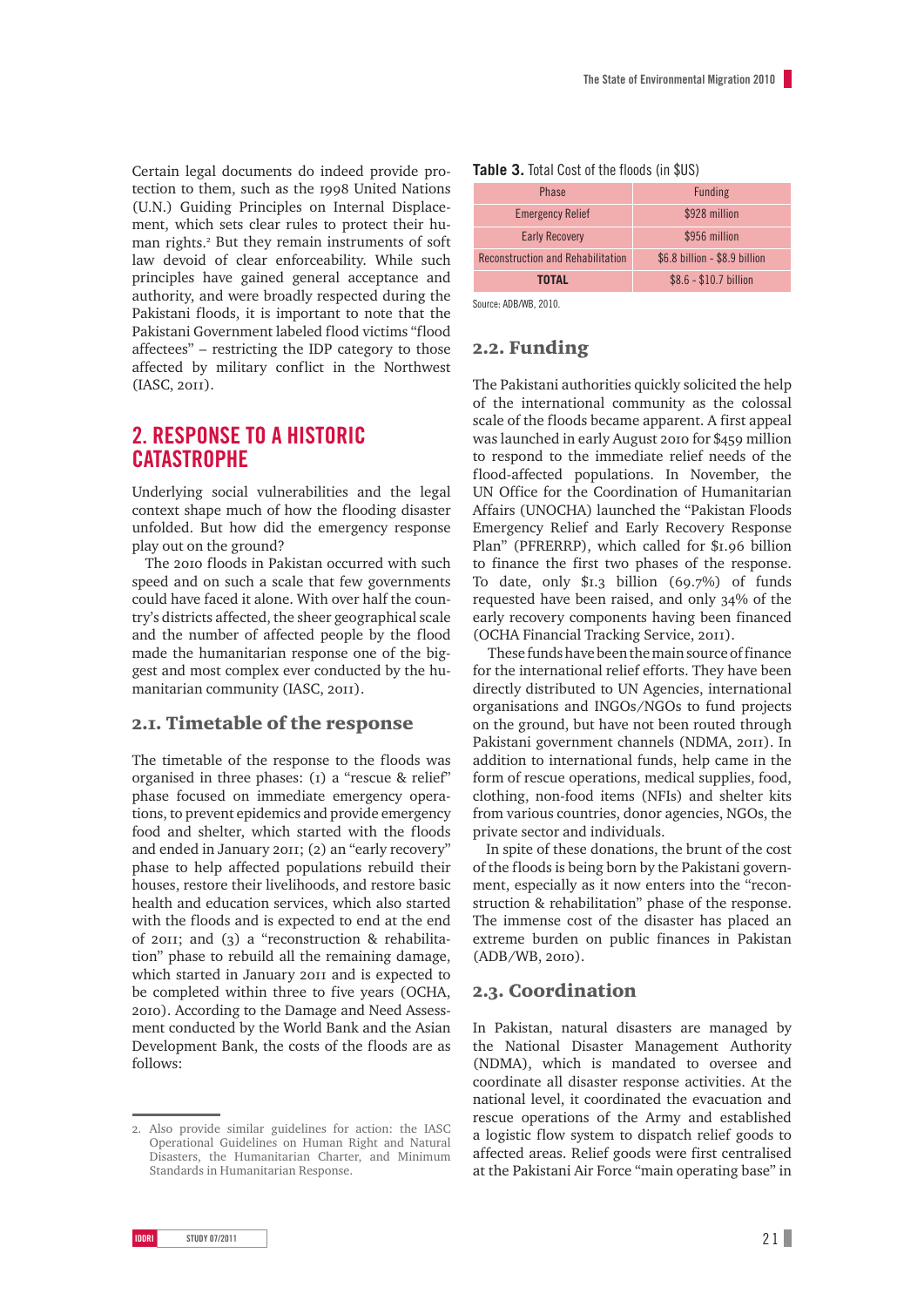Certain legal documents do indeed provide protection to them, such as the 1998 United Nations (U.N.) Guiding Principles on Internal Displacement, which sets clear rules to protect their human rights.[2] But they remain instruments of soft law devoid of clear enforceability. While such principles have gained general acceptance and authority, and were broadly respected during the Pakistani floods, it is important to note that the Pakistani Government labeled flood victims "flood affectees" – restricting the IDP category to those affected by military conflict in the Northwest (IASC, 2011).

## 2. RESPONSE TO A HISTORIC CATASTROPHE

Underlying social vulnerabilities and the legal context shape much of how the flooding disaster unfolded. But how did the emergency response play out on the ground?

The 2010 floods in Pakistan occurred with such speed and on such a scale that few governments could have faced it alone. With over half the country's districts affected, the sheer geographical scale and the number of affected people by the flood made the humanitarian response one of the biggest and most complex ever conducted by the humanitarian community (IASC, 2011).

### 2.1. Timetable of the response

The timetable of the response to the floods was organised in three phases: (1) a "rescue & relief" phase focused on immediate emergency operations, to prevent epidemics and provide emergency food and shelter, which started with the floods and ended in January 2011; (2) an "early recovery" phase to help affected populations rebuild their houses, restore their livelihoods, and restore basic health and education services, which also started with the floods and is expected to end at the end of 2011; and (3) a "reconstruction & rehabilitation" phase to rebuild all the remaining damage, which started in January 2011 and is expected to be completed within three to five years (OCHA, 2010). According to the Damage and Need Assessment conducted by the World Bank and the Asian Development Bank, the costs of the floods are as follows:

**Table 3.** Total Cost of the floods (in $US)

| Phase | Funding |
|---|---|
| Emergency Relief | $928 million |
| Early Recovery | $956 million |
| Reconstruction and Rehabilitation | $6.8 billion - $8.9 billion |
| **TOTAL** | $8.6 - $10.7 billion |

Source: ADB/WB, 2010.

### 2.2. Funding

The Pakistani authorities quickly solicited the help of the international community as the colossal scale of the floods became apparent. A first appeal was launched in early August 2010 for $459 million to respond to the immediate relief needs of the flood-affected populations. In November, the UN Office for the Coordination of Humanitarian Affairs (UNOCHA) launched the "Pakistan Floods Emergency Relief and Early Recovery Response Plan" (PFRERRP), which called for $1.96 billion to finance the first two phases of the response. To date, only $1.3 billion (69.7%) of funds requested have been raised, and only 34% of the early recovery components having been financed (OCHA Financial Tracking Service, 2011).

These funds have been the main source of finance for the international relief efforts. They have been directly distributed to UN Agencies, international organisations and INGOs/NGOs to fund projects on the ground, but have not been routed through Pakistani government channels (NDMA, 2011). In addition to international funds, help came in the form of rescue operations, medical supplies, food, clothing, non-food items (NFIs) and shelter kits from various countries, donor agencies, NGOs, the private sector and individuals.

In spite of these donations, the brunt of the cost of the floods is being born by the Pakistani government, especially as it now enters into the "reconstruction & rehabilitation" phase of the response. The immense cost of the disaster has placed an extreme burden on public finances in Pakistan (ADB/WB, 2010).

### 2.3. Coordination

In Pakistan, natural disasters are managed by the National Disaster Management Authority (NDMA), which is mandated to oversee and coordinate all disaster response activities. At the national level, it coordinated the evacuation and rescue operations of the Army and established a logistic flow system to dispatch relief goods to affected areas. Relief goods were first centralised at the Pakistani Air Force "main operating base" in

2. Also provide similar guidelines for action: the IASC Operational Guidelines on Human Right and Natural Disasters, the Humanitarian Charter, and Minimum Standards in Humanitarian Response.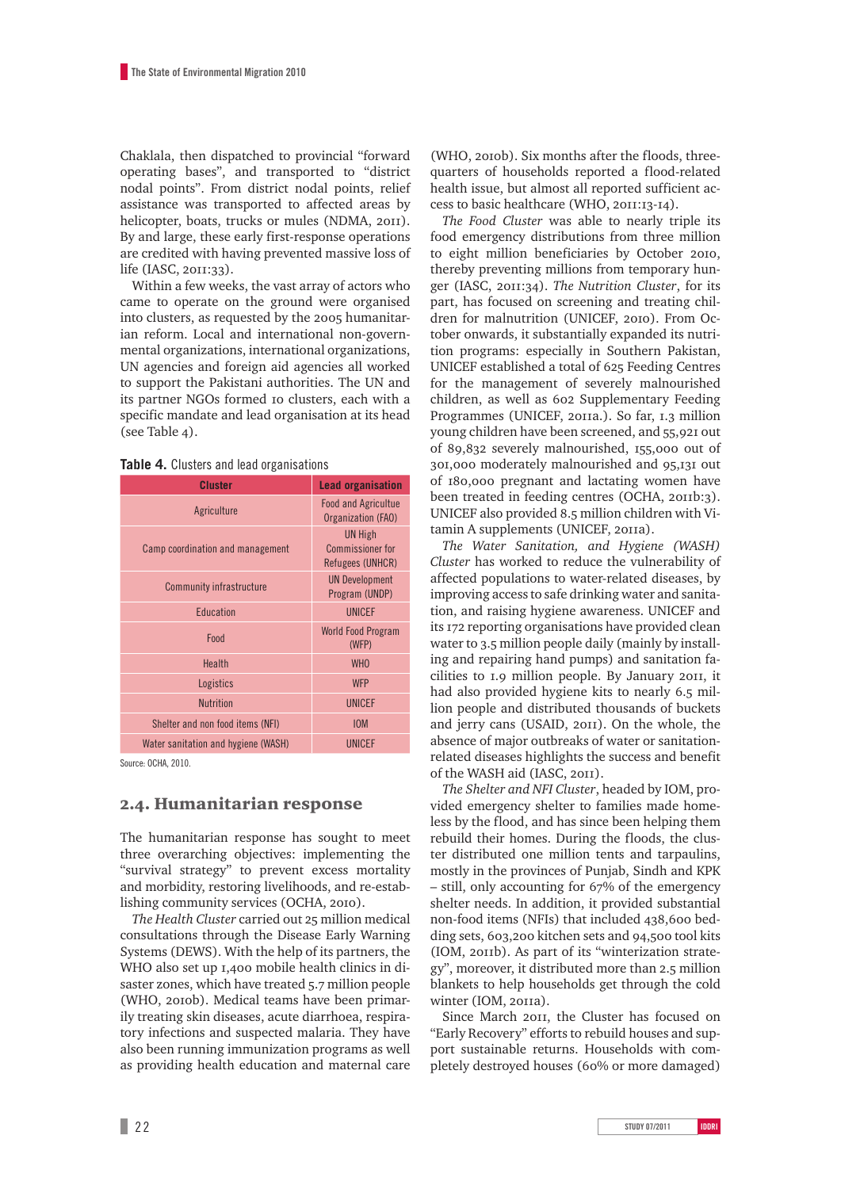Chaklala, then dispatched to provincial "forward operating bases", and transported to "district nodal points". From district nodal points, relief assistance was transported to affected areas by helicopter, boats, trucks or mules (NDMA, 2011). By and large, these early first-response operations are credited with having prevented massive loss of life (IASC, 2011:33).

Within a few weeks, the vast array of actors who came to operate on the ground were organised into clusters, as requested by the 2005 humanitarian reform. Local and international non-governmental organizations, international organizations, UN agencies and foreign aid agencies all worked to support the Pakistani authorities. The UN and its partner NGOs formed 10 clusters, each with a specific mandate and lead organisation at its head (see Table 4).

**Table 4.** Clusters and lead organisations

| Cluster | Lead organisation |
|---|---|
| Agriculture | Food and Agricultue Organization (FAO) |
| Camp coordination and management | UN High Commissioner for Refugees (UNHCR) |
| Community infrastructure | UN Development Program (UNDP) |
| Education | UNICEF |
| Food | World Food Program (WFP) |
| Health | WHO |
| Logistics | WFP |
| Nutrition | UNICEF |
| Shelter and non food items (NFI) | IOM |
| Water sanitation and hygiene (WASH) | UNICEF |

Source: OCHA, 2010.

## 2.4. Humanitarian response

The humanitarian response has sought to meet three overarching objectives: implementing the "survival strategy" to prevent excess mortality and morbidity, restoring livelihoods, and re-establishing community services (OCHA, 2010).

*The Health Cluster* carried out 25 million medical consultations through the Disease Early Warning Systems (DEWS). With the help of its partners, the WHO also set up 1,400 mobile health clinics in disaster zones, which have treated 5.7 million people (WHO, 2010b). Medical teams have been primarily treating skin diseases, acute diarrhoea, respiratory infections and suspected malaria. They have also been running immunization programs as well as providing health education and maternal care (WHO, 2010b). Six months after the floods, three-quarters of households reported a flood-related health issue, but almost all reported sufficient access to basic healthcare (WHO, 2011:13-14).

*The Food Cluster* was able to nearly triple its food emergency distributions from three million to eight million beneficiaries by October 2010, thereby preventing millions from temporary hunger (IASC, 2011:34). *The Nutrition Cluster*, for its part, has focused on screening and treating children for malnutrition (UNICEF, 2010). From October onwards, it substantially expanded its nutrition programs: especially in Southern Pakistan, UNICEF established a total of 625 Feeding Centres for the management of severely malnourished children, as well as 602 Supplementary Feeding Programmes (UNICEF, 2011a.). So far, 1.3 million young children have been screened, and 55,921 out of 89,832 severely malnourished, 155,000 out of 301,000 moderately malnourished and 95,131 out of 180,000 pregnant and lactating women have been treated in feeding centres (OCHA, 2011b:3). UNICEF also provided 8.5 million children with Vitamin A supplements (UNICEF, 2011a).

*The Water Sanitation, and Hygiene (WASH) Cluster* has worked to reduce the vulnerability of affected populations to water-related diseases, by improving access to safe drinking water and sanitation, and raising hygiene awareness. UNICEF and its 172 reporting organisations have provided clean water to 3.5 million people daily (mainly by installing and repairing hand pumps) and sanitation facilities to 1.9 million people. By January 2011, it had also provided hygiene kits to nearly 6.5 million people and distributed thousands of buckets and jerry cans (USAID, 2011). On the whole, the absence of major outbreaks of water or sanitation-related diseases highlights the success and benefit of the WASH aid (IASC, 2011).

*The Shelter and NFI Cluster*, headed by IOM, provided emergency shelter to families made homeless by the flood, and has since been helping them rebuild their homes. During the floods, the cluster distributed one million tents and tarpaulins, mostly in the provinces of Punjab, Sindh and KPK – still, only accounting for 67% of the emergency shelter needs. In addition, it provided substantial non-food items (NFIs) that included 438,600 bedding sets, 603,200 kitchen sets and 94,500 tool kits (IOM, 2011b). As part of its "winterization strategy", moreover, it distributed more than 2.5 million blankets to help households get through the cold winter (IOM, 2011a).

Since March 2011, the Cluster has focused on "Early Recovery" efforts to rebuild houses and support sustainable returns. Households with completely destroyed houses (60% or more damaged)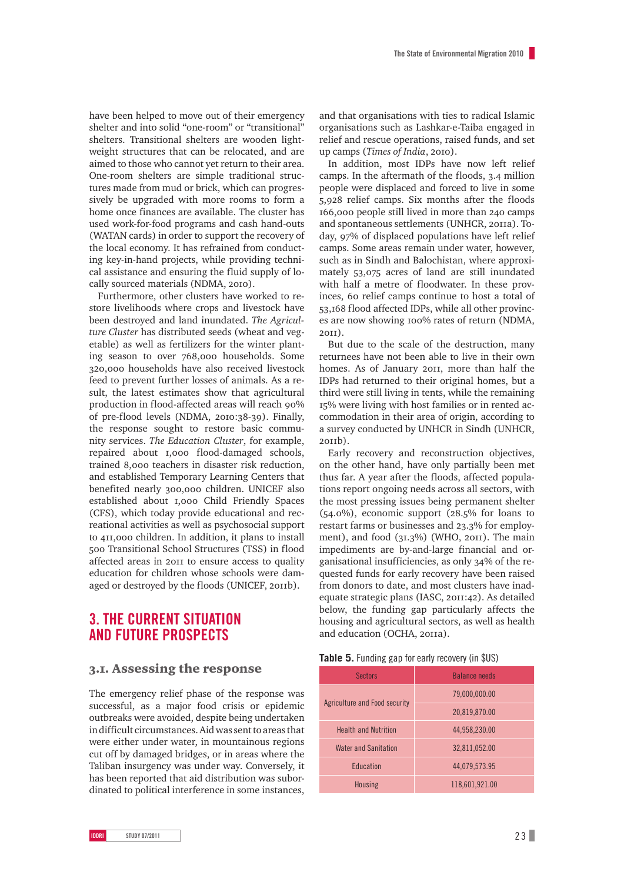have been helped to move out of their emergency shelter and into solid "one-room" or "transitional" shelters. Transitional shelters are wooden lightweight structures that can be relocated, and are aimed to those who cannot yet return to their area. One-room shelters are simple traditional structures made from mud or brick, which can progressively be upgraded with more rooms to form a home once finances are available. The cluster has used work-for-food programs and cash hand-outs (WATAN cards) in order to support the recovery of the local economy. It has refrained from conducting key-in-hand projects, while providing technical assistance and ensuring the fluid supply of locally sourced materials (NDMA, 2010).

Furthermore, other clusters have worked to restore livelihoods where crops and livestock have been destroyed and land inundated. *The Agriculture Cluster* has distributed seeds (wheat and vegetable) as well as fertilizers for the winter planting season to over 768,000 households. Some 320,000 households have also received livestock feed to prevent further losses of animals. As a result, the latest estimates show that agricultural production in flood-affected areas will reach 90% of pre-flood levels (NDMA, 2010:38-39). Finally, the response sought to restore basic community services. *The Education Cluster*, for example, repaired about 1,000 flood-damaged schools, trained 8,000 teachers in disaster risk reduction, and established Temporary Learning Centers that benefited nearly 300,000 children. UNICEF also established about 1,000 Child Friendly Spaces (CFS), which today provide educational and recreational activities as well as psychosocial support to 411,000 children. In addition, it plans to install 500 Transitional School Structures (TSS) in flood affected areas in 2011 to ensure access to quality education for children whose schools were damaged or destroyed by the floods (UNICEF, 2011b).

## 3. THE CURRENT SITUATION AND FUTURE PROSPECTS

### 3.1. Assessing the response

The emergency relief phase of the response was successful, as a major food crisis or epidemic outbreaks were avoided, despite being undertaken in difficult circumstances. Aid was sent to areas that were either under water, in mountainous regions cut off by damaged bridges, or in areas where the Taliban insurgency was under way. Conversely, it has been reported that aid distribution was subordinated to political interference in some instances, and that organisations with ties to radical Islamic organisations such as Lashkar-e-Taiba engaged in relief and rescue operations, raised funds, and set up camps (*Times of India*, 2010).

In addition, most IDPs have now left relief camps. In the aftermath of the floods, 3.4 million people were displaced and forced to live in some 5,928 relief camps. Six months after the floods 166,000 people still lived in more than 240 camps and spontaneous settlements (UNHCR, 2011a). Today, 97% of displaced populations have left relief camps. Some areas remain under water, however, such as in Sindh and Balochistan, where approximately 53,075 acres of land are still inundated with half a metre of floodwater. In these provinces, 60 relief camps continue to host a total of 53,168 flood affected IDPs, while all other provinces are now showing 100% rates of return (NDMA, 2011).

But due to the scale of the destruction, many returnees have not been able to live in their own homes. As of January 2011, more than half the IDPs had returned to their original homes, but a third were still living in tents, while the remaining 15% were living with host families or in rented accommodation in their area of origin, according to a survey conducted by UNHCR in Sindh (UNHCR, 2011b).

Early recovery and reconstruction objectives, on the other hand, have only partially been met thus far. A year after the floods, affected populations report ongoing needs across all sectors, with the most pressing issues being permanent shelter (54.0%), economic support (28.5% for loans to restart farms or businesses and 23.3% for employment), and food (31.3%) (WHO, 2011). The main impediments are by-and-large financial and organisational insufficiencies, as only 34% of the requested funds for early recovery have been raised from donors to date, and most clusters have inadequate strategic plans (IASC, 2011:42). As detailed below, the funding gap particularly affects the housing and agricultural sectors, as well as health and education (OCHA, 2011a).

**Table 5.** Funding gap for early recovery (in $US)

| Sectors | Balance needs |
|---|---|
| Agriculture and Food security | 79,000,000.00 |
| | 20,819,870.00 |
| Health and Nutrition | 44,958,230.00 |
| Water and Sanitation | 32,811,052.00 |
| Education | 44,079,573.95 |
| Housing | 118,601,921.00 |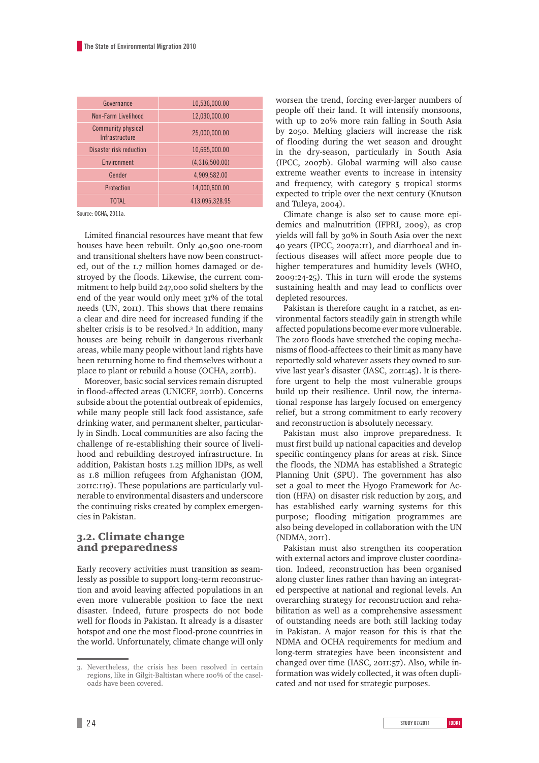| | |
|---|---|
| Governance | 10,536,000.00 |
| Non-Farm Livelihood | 12,030,000.00 |
| Community physical Infrastructure | 25,000,000.00 |
| Disaster risk reduction | 10,665,000.00 |
| Environment | (4,316,500.00) |
| Gender | 4,909,582.00 |
| Protection | 14,000,600.00 |
| TOTAL | 413,095,328.95 |

Source: OCHA, 2011a.

Limited financial resources have meant that few houses have been rebuilt. Only 40,500 one-room and transitional shelters have now been constructed, out of the 1.7 million homes damaged or destroyed by the floods. Likewise, the current commitment to help build 247,000 solid shelters by the end of the year would only meet 31% of the total needs (UN, 2011). This shows that there remains a clear and dire need for increased funding if the shelter crisis is to be resolved.[3] In addition, many houses are being rebuilt in dangerous riverbank areas, while many people without land rights have been returning home to find themselves without a place to plant or rebuild a house (OCHA, 2011b).

Moreover, basic social services remain disrupted in flood-affected areas (UNICEF, 2011b). Concerns subside about the potential outbreak of epidemics, while many people still lack food assistance, safe drinking water, and permanent shelter, particularly in Sindh. Local communities are also facing the challenge of re-establishing their source of livelihood and rebuilding destroyed infrastructure. In addition, Pakistan hosts 1.25 million IDPs, as well as 1.8 million refugees from Afghanistan (IOM, 2011c:119). These populations are particularly vulnerable to environmental disasters and underscore the continuing risks created by complex emergencies in Pakistan.

## 3.2. Climate change and preparedness

Early recovery activities must transition as seamlessly as possible to support long-term reconstruction and avoid leaving affected populations in an even more vulnerable position to face the next disaster. Indeed, future prospects do not bode well for floods in Pakistan. It already is a disaster hotspot and one the most flood-prone countries in the world. Unfortunately, climate change will only worsen the trend, forcing ever-larger numbers of people off their land. It will intensify monsoons, with up to 20% more rain falling in South Asia by 2050. Melting glaciers will increase the risk of flooding during the wet season and drought in the dry-season, particularly in South Asia (IPCC, 2007b). Global warming will also cause extreme weather events to increase in intensity and frequency, with category 5 tropical storms expected to triple over the next century (Knutson and Tuleya, 2004).

Climate change is also set to cause more epidemics and malnutrition (IFPRI, 2009), as crop yields will fall by 30% in South Asia over the next 40 years (IPCC, 2007a:11), and diarrhoeal and infectious diseases will affect more people due to higher temperatures and humidity levels (WHO, 2009:24-25). This in turn will erode the systems sustaining health and may lead to conflicts over depleted resources.

Pakistan is therefore caught in a ratchet, as environmental factors steadily gain in strength while affected populations become ever more vulnerable. The 2010 floods have stretched the coping mechanisms of flood-affectees to their limit as many have reportedly sold whatever assets they owned to survive last year's disaster (IASC, 2011:45). It is therefore urgent to help the most vulnerable groups build up their resilience. Until now, the international response has largely focused on emergency relief, but a strong commitment to early recovery and reconstruction is absolutely necessary.

Pakistan must also improve preparedness. It must first build up national capacities and develop specific contingency plans for areas at risk. Since the floods, the NDMA has established a Strategic Planning Unit (SPU). The government has also set a goal to meet the Hyogo Framework for Action (HFA) on disaster risk reduction by 2015, and has established early warning systems for this purpose; flooding mitigation programmes are also being developed in collaboration with the UN (NDMA, 2011).

Pakistan must also strengthen its cooperation with external actors and improve cluster coordination. Indeed, reconstruction has been organised along cluster lines rather than having an integrated perspective at national and regional levels. An overarching strategy for reconstruction and rehabilitation as well as a comprehensive assessment of outstanding needs are both still lacking today in Pakistan. A major reason for this is that the NDMA and OCHA requirements for medium and long-term strategies have been inconsistent and changed over time (IASC, 2011:57). Also, while information was widely collected, it was often duplicated and not used for strategic purposes.

3. Nevertheless, the crisis has been resolved in certain regions, like in Gilgit-Baltistan where 100% of the caseloads have been covered.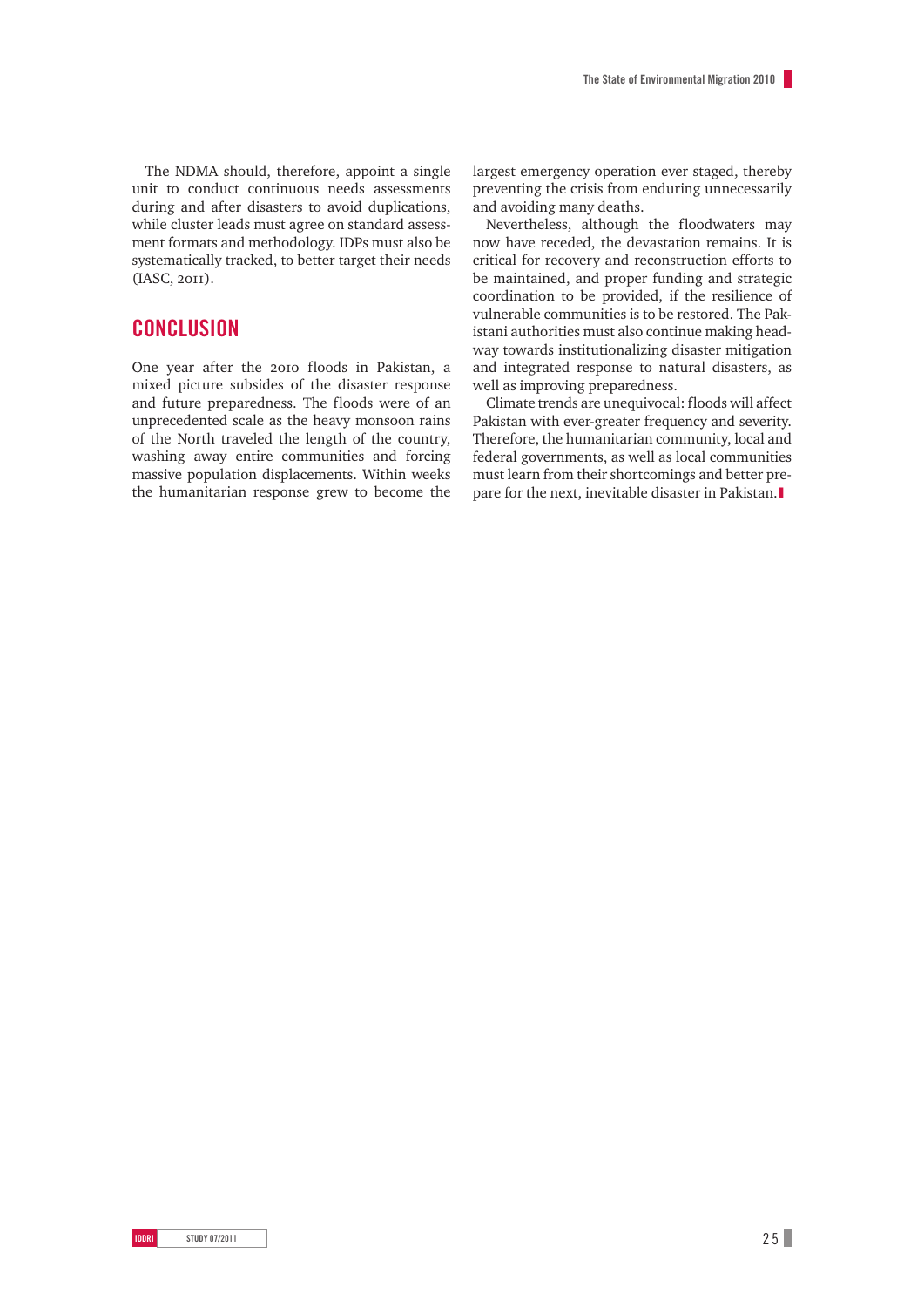The NDMA should, therefore, appoint a single unit to conduct continuous needs assessments during and after disasters to avoid duplications, while cluster leads must agree on standard assessment formats and methodology. IDPs must also be systematically tracked, to better target their needs (IASC, 2011).

## CONCLUSION

One year after the 2010 floods in Pakistan, a mixed picture subsides of the disaster response and future preparedness. The floods were of an unprecedented scale as the heavy monsoon rains of the North traveled the length of the country, washing away entire communities and forcing massive population displacements. Within weeks the humanitarian response grew to become the largest emergency operation ever staged, thereby preventing the crisis from enduring unnecessarily and avoiding many deaths.

Nevertheless, although the floodwaters may now have receded, the devastation remains. It is critical for recovery and reconstruction efforts to be maintained, and proper funding and strategic coordination to be provided, if the resilience of vulnerable communities is to be restored. The Pakistani authorities must also continue making headway towards institutionalizing disaster mitigation and integrated response to natural disasters, as well as improving preparedness.

Climate trends are unequivocal: floods will affect Pakistan with ever-greater frequency and severity. Therefore, the humanitarian community, local and federal governments, as well as local communities must learn from their shortcomings and better prepare for the next, inevitable disaster in Pakistan.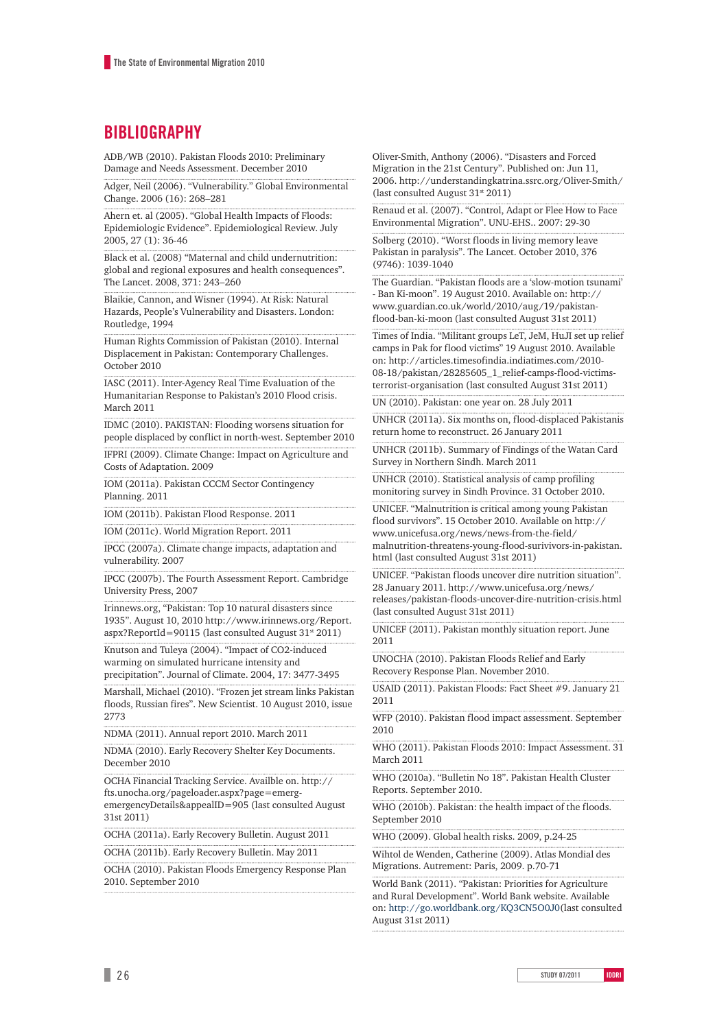# BIBLIOGRAPHY

ADB/WB (2010). Pakistan Floods 2010: Preliminary Damage and Needs Assessment. December 2010

Adger, Neil (2006). "Vulnerability." Global Environmental Change. 2006 (16): 268–281

Ahern et. al (2005). "Global Health Impacts of Floods: Epidemiologic Evidence". Epidemiological Review. July 2005, 27 (1): 36-46

Black et al. (2008) "Maternal and child undernutrition: global and regional exposures and health consequences". The Lancet. 2008, 371: 243–260

Blaikie, Cannon, and Wisner (1994). At Risk: Natural Hazards, People's Vulnerability and Disasters. London: Routledge, 1994

Human Rights Commission of Pakistan (2010). Internal Displacement in Pakistan: Contemporary Challenges. October 2010

IASC (2011). Inter-Agency Real Time Evaluation of the Humanitarian Response to Pakistan's 2010 Flood crisis. March 2011

IDMC (2010). PAKISTAN: Flooding worsens situation for people displaced by conflict in north-west. September 2010

IFPRI (2009). Climate Change: Impact on Agriculture and Costs of Adaptation. 2009

IOM (2011a). Pakistan CCCM Sector Contingency Planning. 2011

IOM (2011b). Pakistan Flood Response. 2011

IOM (2011c). World Migration Report. 2011

IPCC (2007a). Climate change impacts, adaptation and vulnerability. 2007

IPCC (2007b). The Fourth Assessment Report. Cambridge University Press, 2007

Irinnews.org, "Pakistan: Top 10 natural disasters since 1935". August 10, 2010 http://www.irinnews.org/Report.aspx?ReportId=90115 (last consulted August 31st 2011)

Knutson and Tuleya (2004). "Impact of CO2-induced warming on simulated hurricane intensity and precipitation". Journal of Climate. 2004, 17: 3477-3495

Marshall, Michael (2010). "Frozen jet stream links Pakistan floods, Russian fires". New Scientist. 10 August 2010, issue 2773

NDMA (2011). Annual report 2010. March 2011

NDMA (2010). Early Recovery Shelter Key Documents. December 2010

OCHA Financial Tracking Service. Availble on. http://fts.unocha.org/pageloader.aspx?page=emerg-emergencyDetails&appealID=905 (last consulted August 31st 2011)

OCHA (2011a). Early Recovery Bulletin. August 2011

OCHA (2011b). Early Recovery Bulletin. May 2011

OCHA (2010). Pakistan Floods Emergency Response Plan 2010. September 2010

Oliver-Smith, Anthony (2006). "Disasters and Forced Migration in the 21st Century". Published on: Jun 11, 2006. http://understandingkatrina.ssrc.org/Oliver-Smith/ (last consulted August 31st 2011)

Renaud et al. (2007). "Control, Adapt or Flee How to Face Environmental Migration". UNU-EHS.. 2007: 29-30

Solberg (2010). "Worst floods in living memory leave Pakistan in paralysis". The Lancet. October 2010, 376 (9746): 1039-1040

The Guardian. "Pakistan floods are a 'slow-motion tsunami' - Ban Ki-moon". 19 August 2010. Available on: http://www.guardian.co.uk/world/2010/aug/19/pakistan-flood-ban-ki-moon (last consulted August 31st 2011)

Times of India. "Militant groups LeT, JeM, HuJI set up relief camps in Pak for flood victims" 19 August 2010. Available on: http://articles.timesofindia.indiatimes.com/2010-08-18/pakistan/28285605_1_relief-camps-flood-victims-terrorist-organisation (last consulted August 31st 2011)

UN (2010). Pakistan: one year on. 28 July 2011

UNHCR (2011a). Six months on, flood-displaced Pakistanis return home to reconstruct. 26 January 2011

UNHCR (2011b). Summary of Findings of the Watan Card Survey in Northern Sindh. March 2011

UNHCR (2010). Statistical analysis of camp profiling monitoring survey in Sindh Province. 31 October 2010.

UNICEF. "Malnutrition is critical among young Pakistan flood survivors". 15 October 2010. Available on http://www.unicefusa.org/news/news-from-the-field/malnutrition-threatens-young-flood-surivivors-in-pakistan.html (last consulted August 31st 2011)

UNICEF. "Pakistan floods uncover dire nutrition situation". 28 January 2011. http://www.unicefusa.org/news/releases/pakistan-floods-uncover-dire-nutrition-crisis.html (last consulted August 31st 2011)

UNICEF (2011). Pakistan monthly situation report. June 2011

UNOCHA (2010). Pakistan Floods Relief and Early Recovery Response Plan. November 2010.

USAID (2011). Pakistan Floods: Fact Sheet #9. January 21 2011

WFP (2010). Pakistan flood impact assessment. September 2010

WHO (2011). Pakistan Floods 2010: Impact Assessment. 31 March 2011

WHO (2010a). "Bulletin No 18". Pakistan Health Cluster Reports. September 2010.

WHO (2010b). Pakistan: the health impact of the floods. September 2010

WHO (2009). Global health risks. 2009, p.24-25

Wihtol de Wenden, Catherine (2009). Atlas Mondial des Migrations. Autrement: Paris, 2009. p.70-71

World Bank (2011). "Pakistan: Priorities for Agriculture and Rural Development". World Bank website. Available on: http://go.worldbank.org/KQ3CN5O0J0(last consulted August 31st 2011)